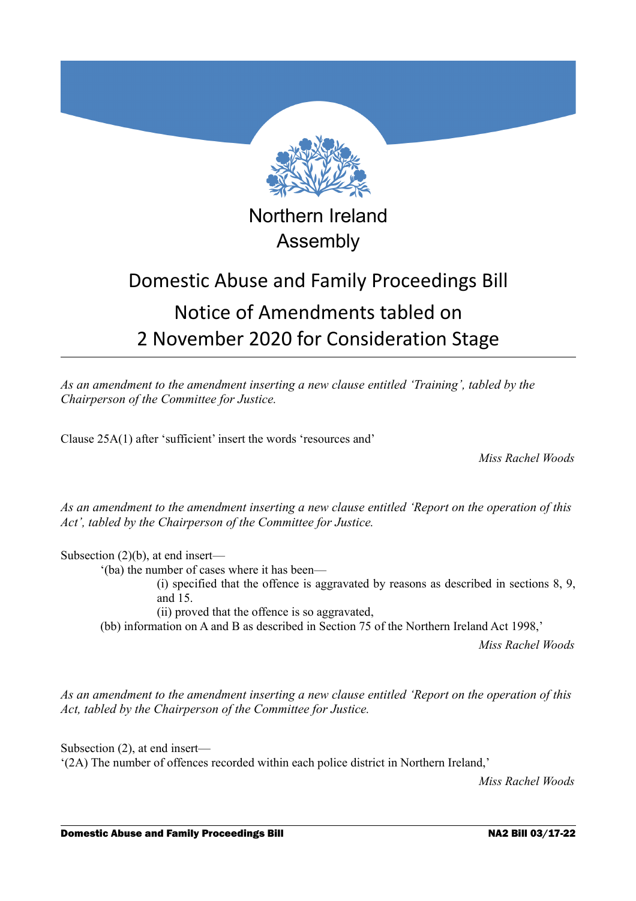Northern Ireland Assembly

# Domestic Abuse and Family Proceedings Bill

## Notice of Amendments tabled on 2 November 2020 for Consideration Stage

*As an amendment to the amendment inserting a new clause entitled 'Training', tabled by the Chairperson of the Committee for Justice.*

Clause 25A(1) after 'sufficient' insert the words 'resources and'

*Miss Rachel Woods*

*As an amendment to the amendment inserting a new clause entitled 'Report on the operation of this Act', tabled by the Chairperson of the Committee for Justice.*

Subsection (2)(b), at end insert—

'(ba) the number of cases where it has been—

(i) specified that the offence is aggravated by reasons as described in sections 8, 9, and 15.

(ii) proved that the offence is so aggravated,

(bb) information on A and B as described in Section 75 of the Northern Ireland Act 1998,'

*Miss Rachel Woods*

*As an amendment to the amendment inserting a new clause entitled 'Report on the operation of this Act, tabled by the Chairperson of the Committee for Justice.*

Subsection (2), at end insert—

'(2A) The number of offences recorded within each police district in Northern Ireland,'

*Miss Rachel Woods*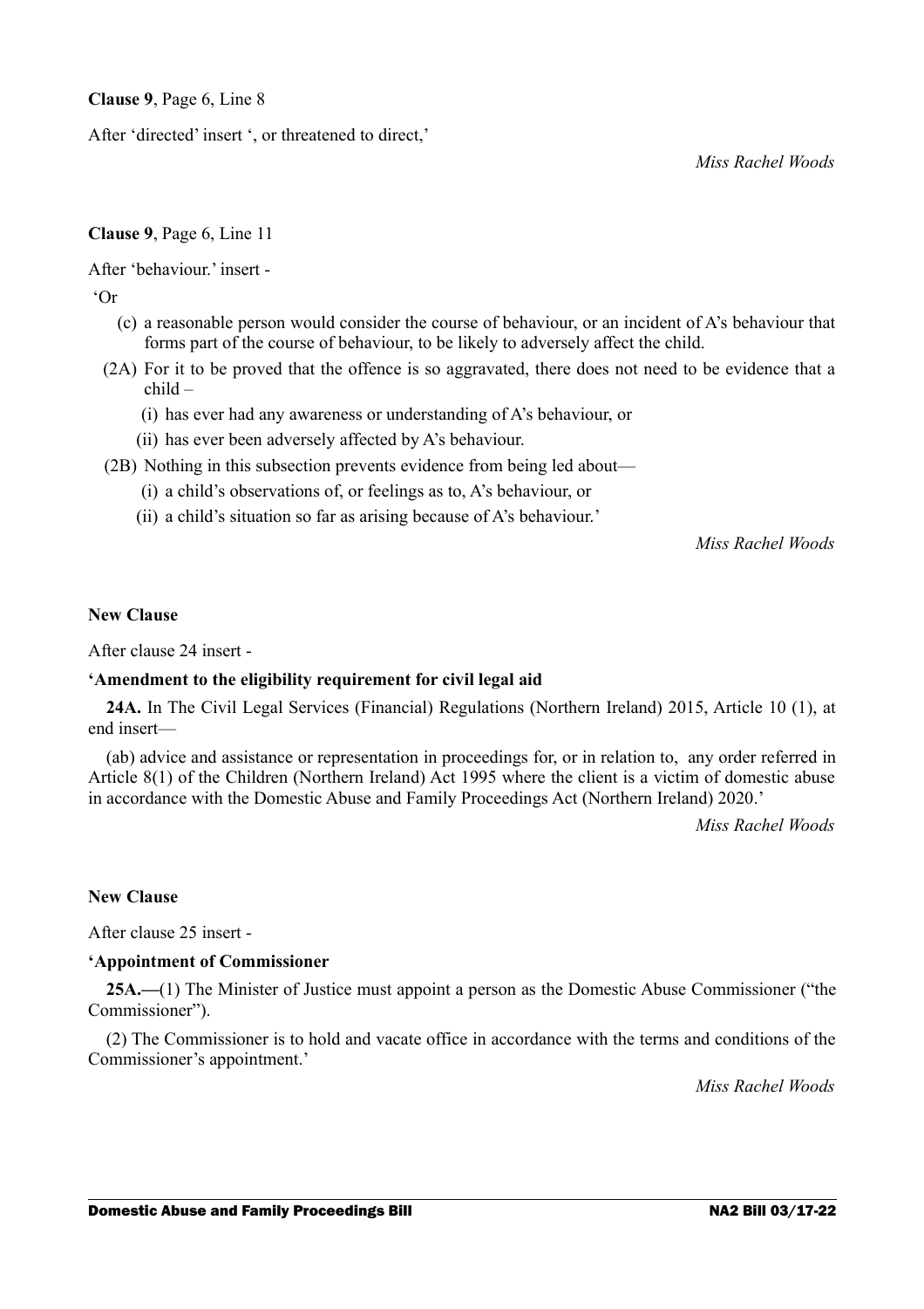**Clause 9**, Page 6, Line 8

After 'directed' insert ', or threatened to direct,'

*Miss Rachel Woods*

**Clause 9**, Page 6, Line 11

After 'behaviour.' insert -

'Or

(c) a reasonable person would consider the course of behaviour, or an incident of A's behaviour that forms part of the course of behaviour, to be likely to adversely affect the child.

(2A) For it to be proved that the offence is so aggravated, there does not need to be evidence that a child –

(i) has ever had any awareness or understanding of A's behaviour, or

(ii) has ever been adversely affected by A's behaviour.

(2B) Nothing in this subsection prevents evidence from being led about—

(i) a child's observations of, or feelings as to, A's behaviour, or

(ii) a child's situation so far as arising because of A's behaviour.'

*Miss Rachel Woods*

**New Clause**

After clause 24 insert -

**'Amendment to the eligibility requirement for civil legal aid**

**24A.** In The Civil Legal Services (Financial) Regulations (Northern Ireland) 2015, Article 10 (1), at end insert—

(ab) advice and assistance or representation in proceedings for, or in relation to, any order referred in Article 8(1) of the Children (Northern Ireland) Act 1995 where the client is a victim of domestic abuse in accordance with the Domestic Abuse and Family Proceedings Act (Northern Ireland) 2020.'

*Miss Rachel Woods*

**New Clause**

After clause 25 insert -

**'Appointment of Commissioner**

**25A.—**(1) The Minister of Justice must appoint a person as the Domestic Abuse Commissioner ("the Commissioner").

(2) The Commissioner is to hold and vacate office in accordance with the terms and conditions of the Commissioner's appointment.'

*Miss Rachel Woods*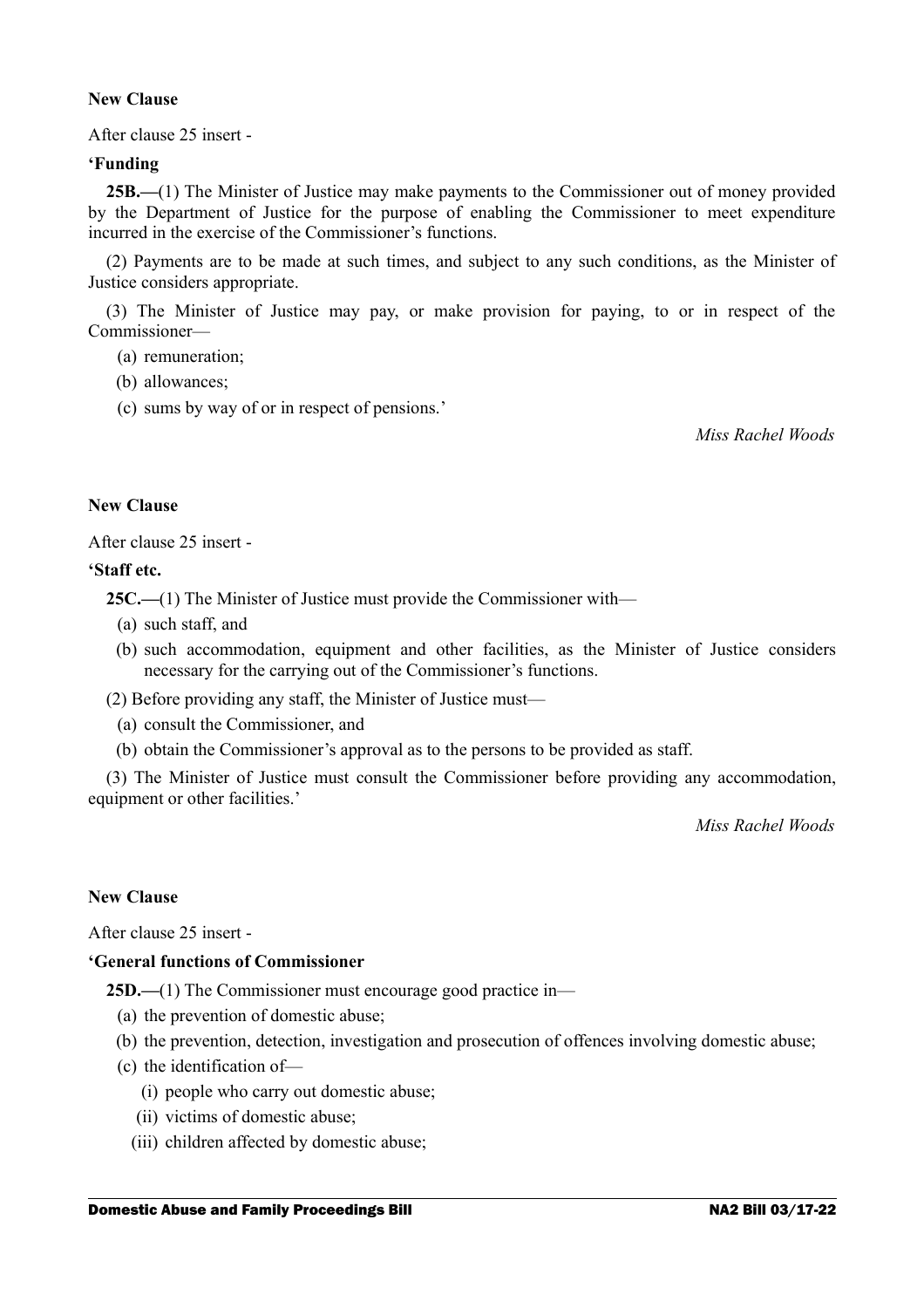**New Clause**

After clause 25 insert -

**'Funding**

**25B.—**(1) The Minister of Justice may make payments to the Commissioner out of money provided by the Department of Justice for the purpose of enabling the Commissioner to meet expenditure incurred in the exercise of the Commissioner's functions.

(2) Payments are to be made at such times, and subject to any such conditions, as the Minister of Justice considers appropriate.

(3) The Minister of Justice may pay, or make provision for paying, to or in respect of the Commissioner—

(a) remuneration;

(b) allowances;

(c) sums by way of or in respect of pensions.'

*Miss Rachel Woods*

**New Clause**

After clause 25 insert -

**'Staff etc.**

**25C.—**(1) The Minister of Justice must provide the Commissioner with—

(a) such staff, and

(b) such accommodation, equipment and other facilities, as the Minister of Justice considers necessary for the carrying out of the Commissioner's functions.

(2) Before providing any staff, the Minister of Justice must—

(a) consult the Commissioner, and

(b) obtain the Commissioner's approval as to the persons to be provided as staff.

(3) The Minister of Justice must consult the Commissioner before providing any accommodation, equipment or other facilities.'

*Miss Rachel Woods*

**New Clause**

After clause 25 insert -

**'General functions of Commissioner**

**25D.—**(1) The Commissioner must encourage good practice in—

(a) the prevention of domestic abuse;

(b) the prevention, detection, investigation and prosecution of offences involving domestic abuse;

(c) the identification of—

(i) people who carry out domestic abuse;

(ii) victims of domestic abuse;

(iii) children affected by domestic abuse;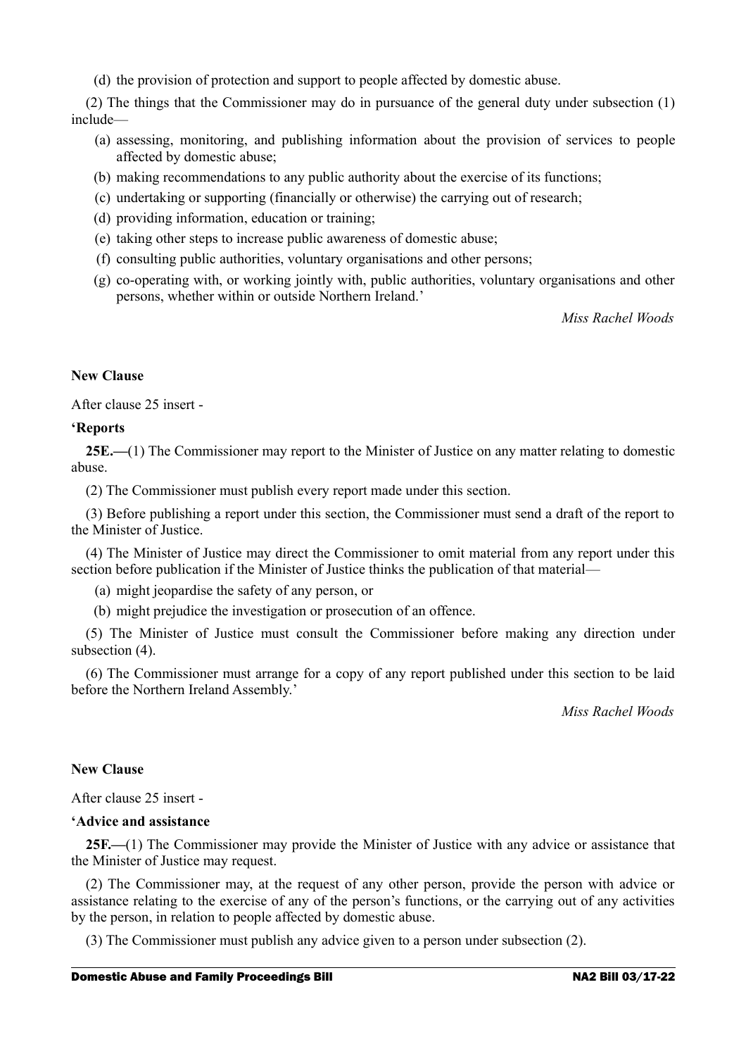(d) the provision of protection and support to people affected by domestic abuse.

(2) The things that the Commissioner may do in pursuance of the general duty under subsection (1) include—

(a) assessing, monitoring, and publishing information about the provision of services to people affected by domestic abuse;

(b) making recommendations to any public authority about the exercise of its functions;

(c) undertaking or supporting (financially or otherwise) the carrying out of research;

(d) providing information, education or training;

(e) taking other steps to increase public awareness of domestic abuse;

(f) consulting public authorities, voluntary organisations and other persons;

(g) co-operating with, or working jointly with, public authorities, voluntary organisations and other persons, whether within or outside Northern Ireland.'

*Miss Rachel Woods*

**New Clause**

After clause 25 insert -

**'Reports**

**25E.—**(1) The Commissioner may report to the Minister of Justice on any matter relating to domestic abuse.

(2) The Commissioner must publish every report made under this section.

(3) Before publishing a report under this section, the Commissioner must send a draft of the report to the Minister of Justice.

(4) The Minister of Justice may direct the Commissioner to omit material from any report under this section before publication if the Minister of Justice thinks the publication of that material—

(a) might jeopardise the safety of any person, or

(b) might prejudice the investigation or prosecution of an offence.

(5) The Minister of Justice must consult the Commissioner before making any direction under subsection (4).

(6) The Commissioner must arrange for a copy of any report published under this section to be laid before the Northern Ireland Assembly.'

*Miss Rachel Woods*

**New Clause**

After clause 25 insert -

**'Advice and assistance**

**25F.—**(1) The Commissioner may provide the Minister of Justice with any advice or assistance that the Minister of Justice may request.

(2) The Commissioner may, at the request of any other person, provide the person with advice or assistance relating to the exercise of any of the person's functions, or the carrying out of any activities by the person, in relation to people affected by domestic abuse.

(3) The Commissioner must publish any advice given to a person under subsection (2).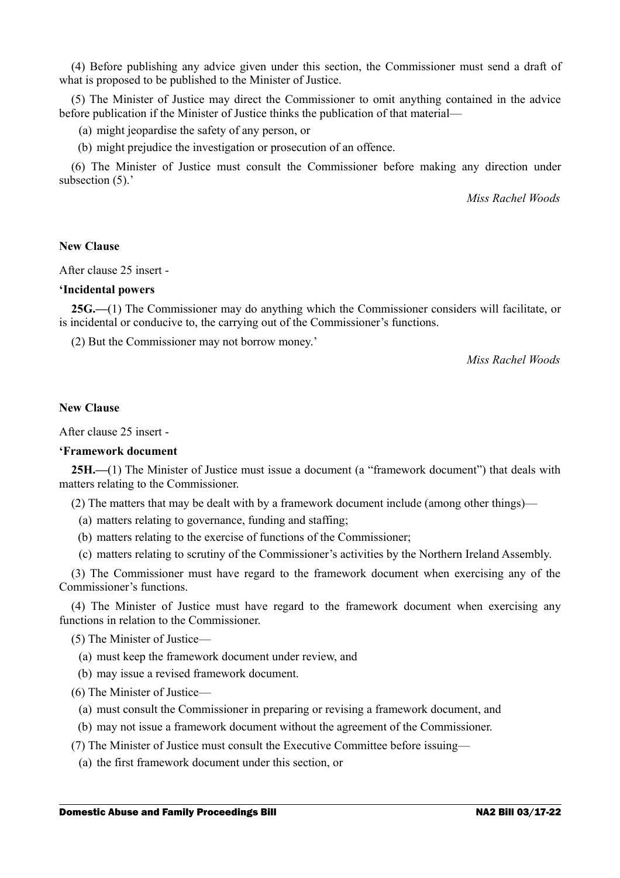(4) Before publishing any advice given under this section, the Commissioner must send a draft of what is proposed to be published to the Minister of Justice.

(5) The Minister of Justice may direct the Commissioner to omit anything contained in the advice before publication if the Minister of Justice thinks the publication of that material—

(a) might jeopardise the safety of any person, or

(b) might prejudice the investigation or prosecution of an offence.

(6) The Minister of Justice must consult the Commissioner before making any direction under subsection (5).'

*Miss Rachel Woods*

**New Clause**

After clause 25 insert -

**'Incidental powers**

**25G.—**(1) The Commissioner may do anything which the Commissioner considers will facilitate, or is incidental or conducive to, the carrying out of the Commissioner's functions.

(2) But the Commissioner may not borrow money.'

*Miss Rachel Woods*

**New Clause**

After clause 25 insert -

**'Framework document**

**25H.—**(1) The Minister of Justice must issue a document (a "framework document") that deals with matters relating to the Commissioner.

(2) The matters that may be dealt with by a framework document include (among other things)—

(a) matters relating to governance, funding and staffing;

(b) matters relating to the exercise of functions of the Commissioner;

(c) matters relating to scrutiny of the Commissioner's activities by the Northern Ireland Assembly.

(3) The Commissioner must have regard to the framework document when exercising any of the Commissioner's functions.

(4) The Minister of Justice must have regard to the framework document when exercising any functions in relation to the Commissioner.

(5) The Minister of Justice—

(a) must keep the framework document under review, and

(b) may issue a revised framework document.

(6) The Minister of Justice—

(a) must consult the Commissioner in preparing or revising a framework document, and

(b) may not issue a framework document without the agreement of the Commissioner.

(7) The Minister of Justice must consult the Executive Committee before issuing—

(a) the first framework document under this section, or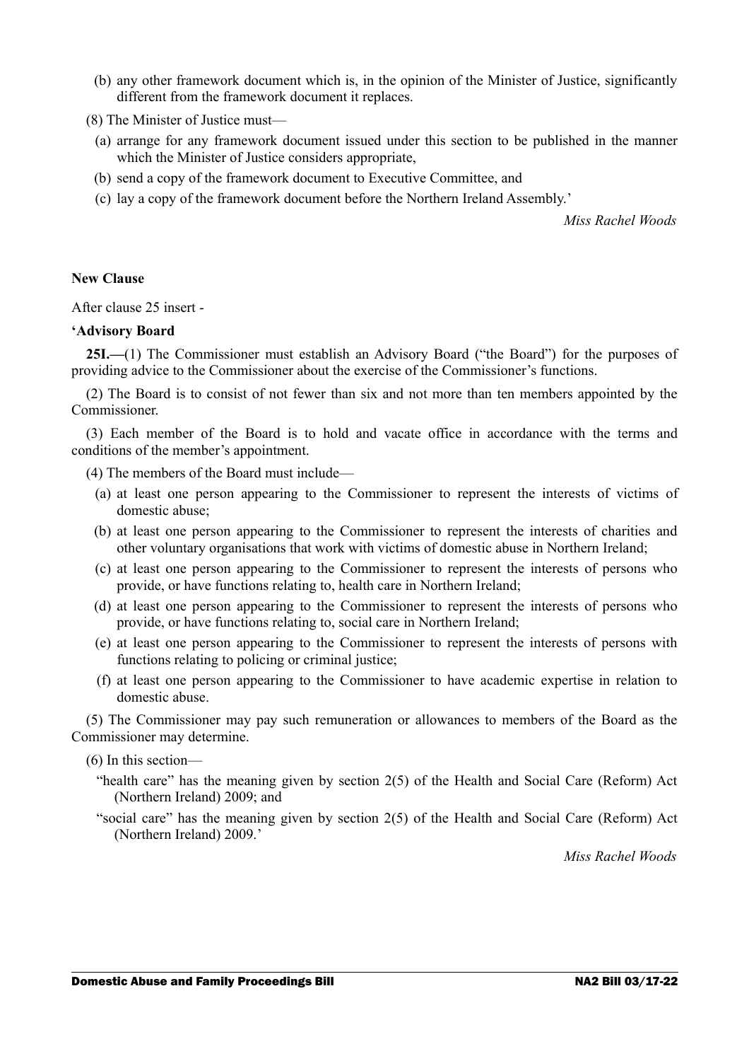(b) any other framework document which is, in the opinion of the Minister of Justice, significantly different from the framework document it replaces.

(8) The Minister of Justice must—

(a) arrange for any framework document issued under this section to be published in the manner which the Minister of Justice considers appropriate,

(b) send a copy of the framework document to Executive Committee, and

(c) lay a copy of the framework document before the Northern Ireland Assembly.'

*Miss Rachel Woods*

**New Clause**

After clause 25 insert -

**'Advisory Board**

**25I.—**(1) The Commissioner must establish an Advisory Board ("the Board") for the purposes of providing advice to the Commissioner about the exercise of the Commissioner's functions.

(2) The Board is to consist of not fewer than six and not more than ten members appointed by the Commissioner.

(3) Each member of the Board is to hold and vacate office in accordance with the terms and conditions of the member's appointment.

(4) The members of the Board must include—

(a) at least one person appearing to the Commissioner to represent the interests of victims of domestic abuse;

(b) at least one person appearing to the Commissioner to represent the interests of charities and other voluntary organisations that work with victims of domestic abuse in Northern Ireland;

(c) at least one person appearing to the Commissioner to represent the interests of persons who provide, or have functions relating to, health care in Northern Ireland;

(d) at least one person appearing to the Commissioner to represent the interests of persons who provide, or have functions relating to, social care in Northern Ireland;

(e) at least one person appearing to the Commissioner to represent the interests of persons with functions relating to policing or criminal justice;

(f) at least one person appearing to the Commissioner to have academic expertise in relation to domestic abuse.

(5) The Commissioner may pay such remuneration or allowances to members of the Board as the Commissioner may determine.

(6) In this section—

"health care" has the meaning given by section 2(5) of the Health and Social Care (Reform) Act (Northern Ireland) 2009; and

"social care" has the meaning given by section 2(5) of the Health and Social Care (Reform) Act (Northern Ireland) 2009.'

*Miss Rachel Woods*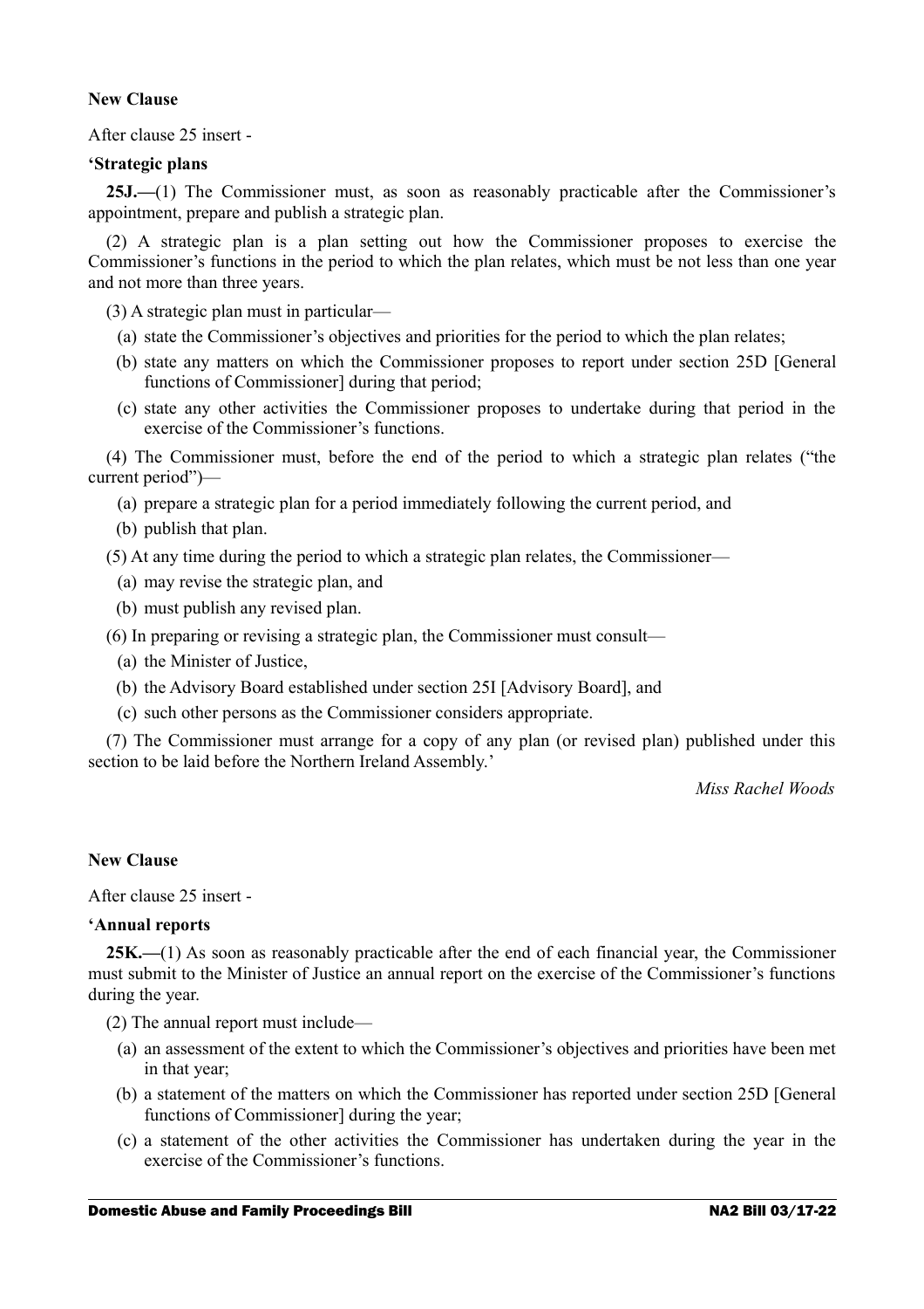**New Clause**

After clause 25 insert -

**'Strategic plans**

**25J.—**(1) The Commissioner must, as soon as reasonably practicable after the Commissioner's appointment, prepare and publish a strategic plan.

(2) A strategic plan is a plan setting out how the Commissioner proposes to exercise the Commissioner's functions in the period to which the plan relates, which must be not less than one year and not more than three years.

(3) A strategic plan must in particular—

(a) state the Commissioner's objectives and priorities for the period to which the plan relates;

(b) state any matters on which the Commissioner proposes to report under section 25D [General functions of Commissioner] during that period;

(c) state any other activities the Commissioner proposes to undertake during that period in the exercise of the Commissioner's functions.

(4) The Commissioner must, before the end of the period to which a strategic plan relates ("the current period")—

(a) prepare a strategic plan for a period immediately following the current period, and

(b) publish that plan.

(5) At any time during the period to which a strategic plan relates, the Commissioner—

(a) may revise the strategic plan, and

(b) must publish any revised plan.

(6) In preparing or revising a strategic plan, the Commissioner must consult—

(a) the Minister of Justice,

(b) the Advisory Board established under section 25I [Advisory Board], and

(c) such other persons as the Commissioner considers appropriate.

(7) The Commissioner must arrange for a copy of any plan (or revised plan) published under this section to be laid before the Northern Ireland Assembly.'

*Miss Rachel Woods*

**New Clause**

After clause 25 insert -

**'Annual reports**

**25K.—**(1) As soon as reasonably practicable after the end of each financial year, the Commissioner must submit to the Minister of Justice an annual report on the exercise of the Commissioner's functions during the year.

(2) The annual report must include—

(a) an assessment of the extent to which the Commissioner's objectives and priorities have been met in that year;

(b) a statement of the matters on which the Commissioner has reported under section 25D [General functions of Commissioner] during the year;

(c) a statement of the other activities the Commissioner has undertaken during the year in the exercise of the Commissioner's functions.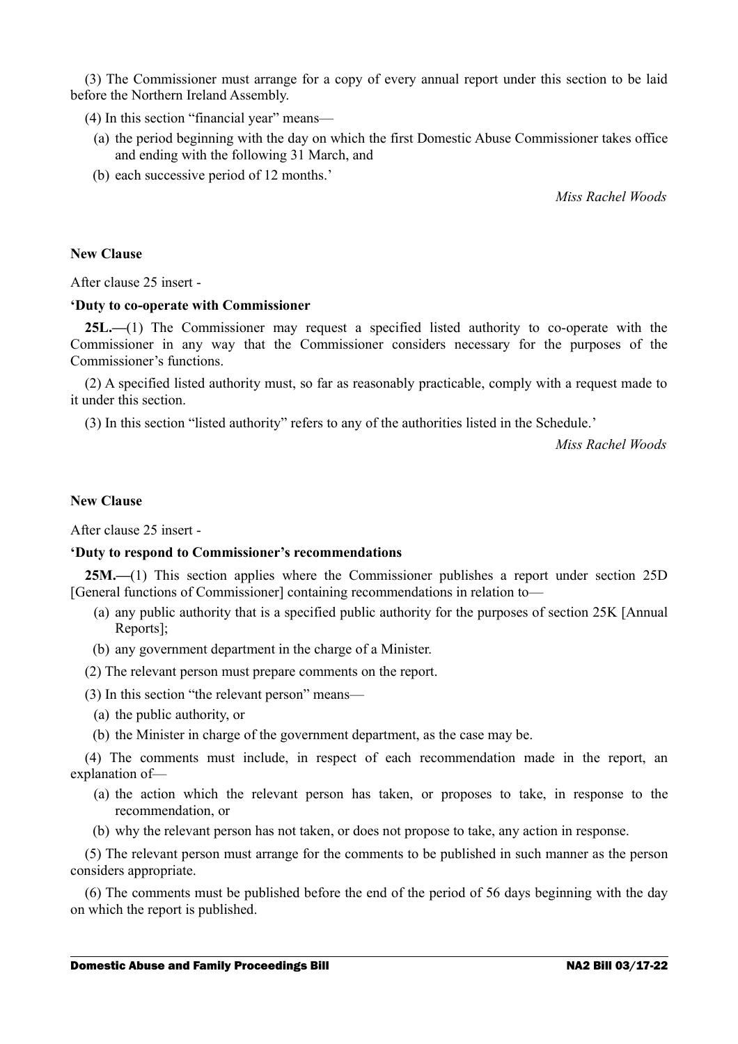(3) The Commissioner must arrange for a copy of every annual report under this section to be laid before the Northern Ireland Assembly.

(4) In this section "financial year" means—

(a) the period beginning with the day on which the first Domestic Abuse Commissioner takes office and ending with the following 31 March, and

(b) each successive period of 12 months.'

*Miss Rachel Woods*

**New Clause**

After clause 25 insert -

**'Duty to co-operate with Commissioner**

**25L.—**(1) The Commissioner may request a specified listed authority to co-operate with the Commissioner in any way that the Commissioner considers necessary for the purposes of the Commissioner's functions.

(2) A specified listed authority must, so far as reasonably practicable, comply with a request made to it under this section.

(3) In this section "listed authority" refers to any of the authorities listed in the Schedule.'

*Miss Rachel Woods*

**New Clause**

After clause 25 insert -

**'Duty to respond to Commissioner's recommendations**

**25M.—**(1) This section applies where the Commissioner publishes a report under section 25D [General functions of Commissioner] containing recommendations in relation to—

(a) any public authority that is a specified public authority for the purposes of section 25K [Annual Reports];

(b) any government department in the charge of a Minister.

(2) The relevant person must prepare comments on the report.

(3) In this section "the relevant person" means—

(a) the public authority, or

(b) the Minister in charge of the government department, as the case may be.

(4) The comments must include, in respect of each recommendation made in the report, an explanation of—

(a) the action which the relevant person has taken, or proposes to take, in response to the recommendation, or

(b) why the relevant person has not taken, or does not propose to take, any action in response.

(5) The relevant person must arrange for the comments to be published in such manner as the person considers appropriate.

(6) The comments must be published before the end of the period of 56 days beginning with the day on which the report is published.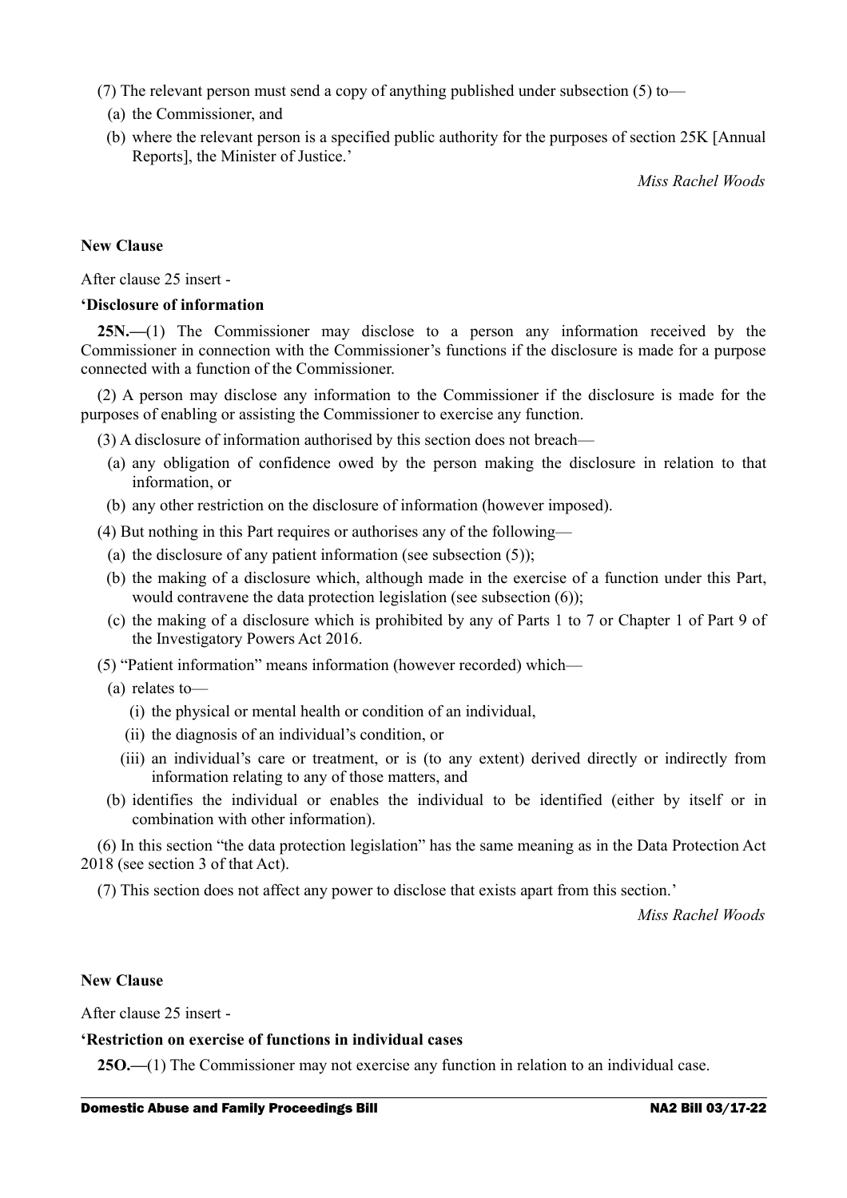(7) The relevant person must send a copy of anything published under subsection (5) to—

(a) the Commissioner, and

(b) where the relevant person is a specified public authority for the purposes of section 25K [Annual Reports], the Minister of Justice.'

*Miss Rachel Woods*

**New Clause**

After clause 25 insert -

**'Disclosure of information**

**25N.—**(1) The Commissioner may disclose to a person any information received by the Commissioner in connection with the Commissioner's functions if the disclosure is made for a purpose connected with a function of the Commissioner.

(2) A person may disclose any information to the Commissioner if the disclosure is made for the purposes of enabling or assisting the Commissioner to exercise any function.

(3) A disclosure of information authorised by this section does not breach—

(a) any obligation of confidence owed by the person making the disclosure in relation to that information, or

(b) any other restriction on the disclosure of information (however imposed).

(4) But nothing in this Part requires or authorises any of the following—

(a) the disclosure of any patient information (see subsection (5));

(b) the making of a disclosure which, although made in the exercise of a function under this Part, would contravene the data protection legislation (see subsection (6));

(c) the making of a disclosure which is prohibited by any of Parts 1 to 7 or Chapter 1 of Part 9 of the Investigatory Powers Act 2016.

(5) "Patient information" means information (however recorded) which—

(a) relates to—

(i) the physical or mental health or condition of an individual,

(ii) the diagnosis of an individual's condition, or

(iii) an individual's care or treatment, or is (to any extent) derived directly or indirectly from information relating to any of those matters, and

(b) identifies the individual or enables the individual to be identified (either by itself or in combination with other information).

(6) In this section "the data protection legislation" has the same meaning as in the Data Protection Act 2018 (see section 3 of that Act).

(7) This section does not affect any power to disclose that exists apart from this section.'

*Miss Rachel Woods*

**New Clause**

After clause 25 insert -

**'Restriction on exercise of functions in individual cases**

**25O.—**(1) The Commissioner may not exercise any function in relation to an individual case.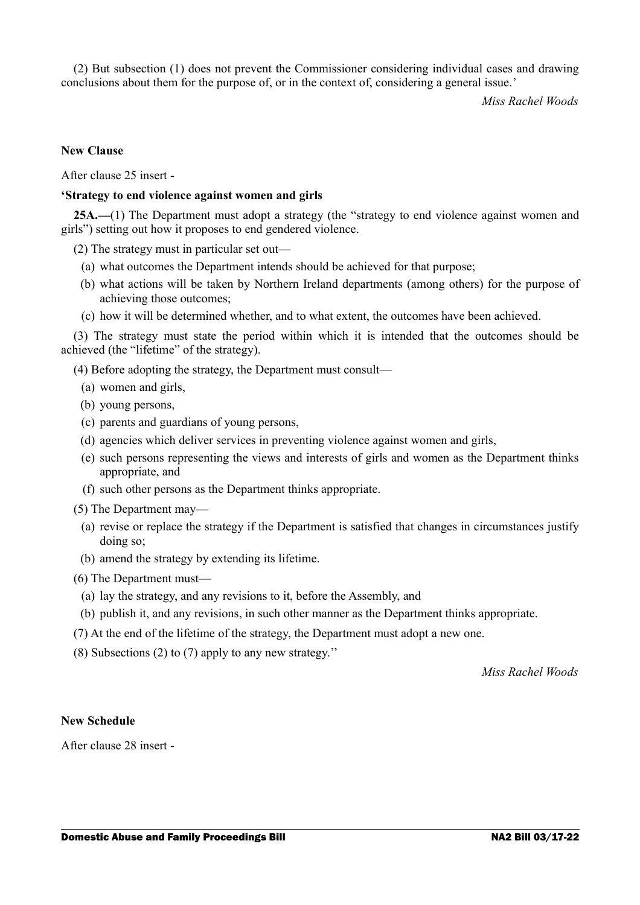(2) But subsection (1) does not prevent the Commissioner considering individual cases and drawing conclusions about them for the purpose of, or in the context of, considering a general issue.'

*Miss Rachel Woods*

**New Clause**

After clause 25 insert -

**'Strategy to end violence against women and girls**

**25A.—**(1) The Department must adopt a strategy (the "strategy to end violence against women and girls") setting out how it proposes to end gendered violence.

(2) The strategy must in particular set out—

(a) what outcomes the Department intends should be achieved for that purpose;

(b) what actions will be taken by Northern Ireland departments (among others) for the purpose of achieving those outcomes;

(c) how it will be determined whether, and to what extent, the outcomes have been achieved.

(3) The strategy must state the period within which it is intended that the outcomes should be achieved (the "lifetime" of the strategy).

(4) Before adopting the strategy, the Department must consult—

(a) women and girls,

(b) young persons,

(c) parents and guardians of young persons,

(d) agencies which deliver services in preventing violence against women and girls,

(e) such persons representing the views and interests of girls and women as the Department thinks appropriate, and

(f) such other persons as the Department thinks appropriate.

(5) The Department may—

(a) revise or replace the strategy if the Department is satisfied that changes in circumstances justify doing so;

(b) amend the strategy by extending its lifetime.

(6) The Department must—

(a) lay the strategy, and any revisions to it, before the Assembly, and

(b) publish it, and any revisions, in such other manner as the Department thinks appropriate.

(7) At the end of the lifetime of the strategy, the Department must adopt a new one.

(8) Subsections (2) to (7) apply to any new strategy.''

*Miss Rachel Woods*

**New Schedule**

After clause 28 insert -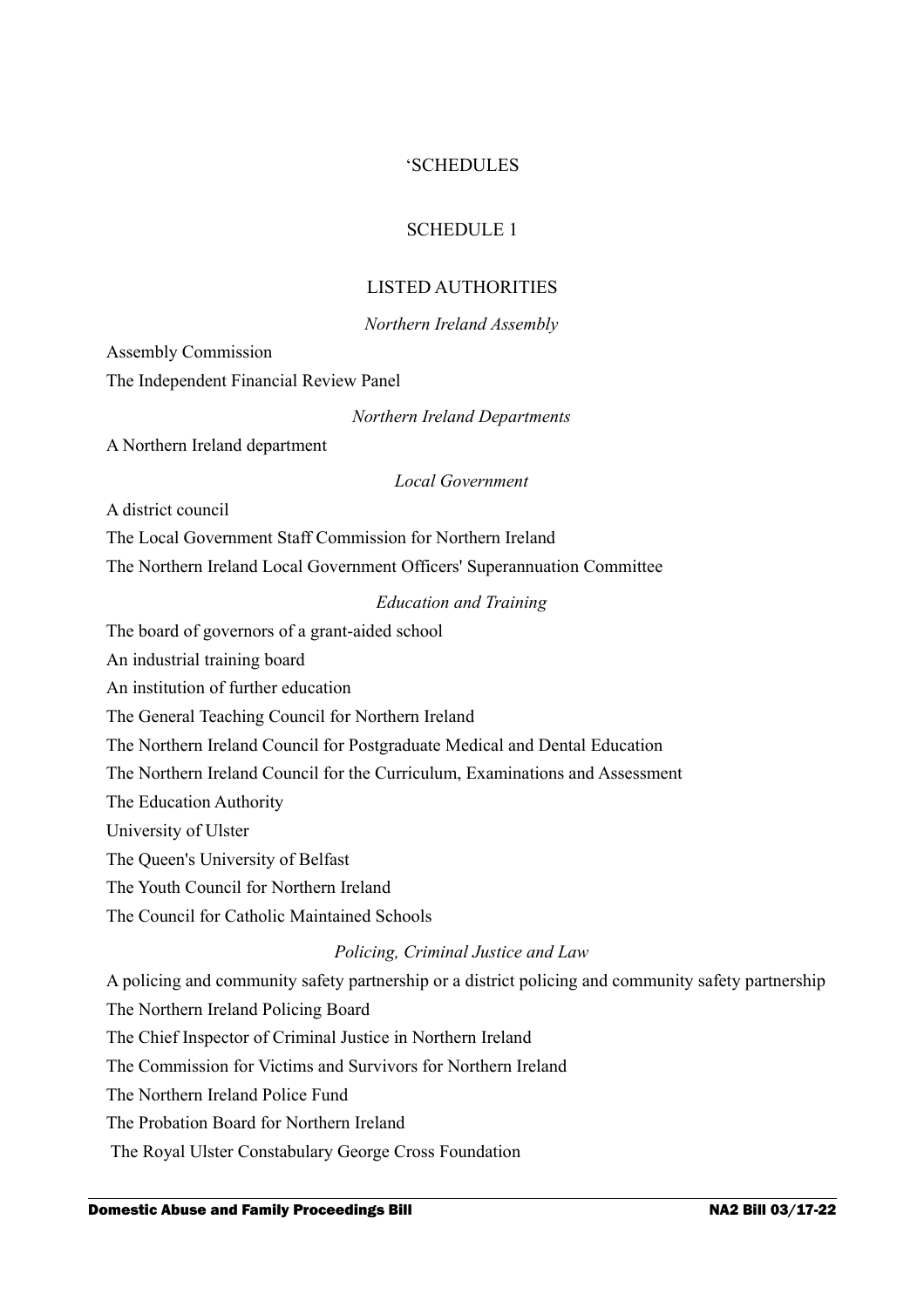'SCHEDULES

SCHEDULE 1

LISTED AUTHORITIES

*Northern Ireland Assembly*

Assembly Commission

The Independent Financial Review Panel

*Northern Ireland Departments*

A Northern Ireland department

*Local Government*

A district council

The Local Government Staff Commission for Northern Ireland

The Northern Ireland Local Government Officers' Superannuation Committee

*Education and Training*

The board of governors of a grant-aided school

An industrial training board

An institution of further education

The General Teaching Council for Northern Ireland

The Northern Ireland Council for Postgraduate Medical and Dental Education

The Northern Ireland Council for the Curriculum, Examinations and Assessment

The Education Authority

University of Ulster

The Queen's University of Belfast

The Youth Council for Northern Ireland

The Council for Catholic Maintained Schools

*Policing, Criminal Justice and Law*

A policing and community safety partnership or a district policing and community safety partnership

The Northern Ireland Policing Board

The Chief Inspector of Criminal Justice in Northern Ireland

The Commission for Victims and Survivors for Northern Ireland

The Northern Ireland Police Fund

The Probation Board for Northern Ireland

The Royal Ulster Constabulary George Cross Foundation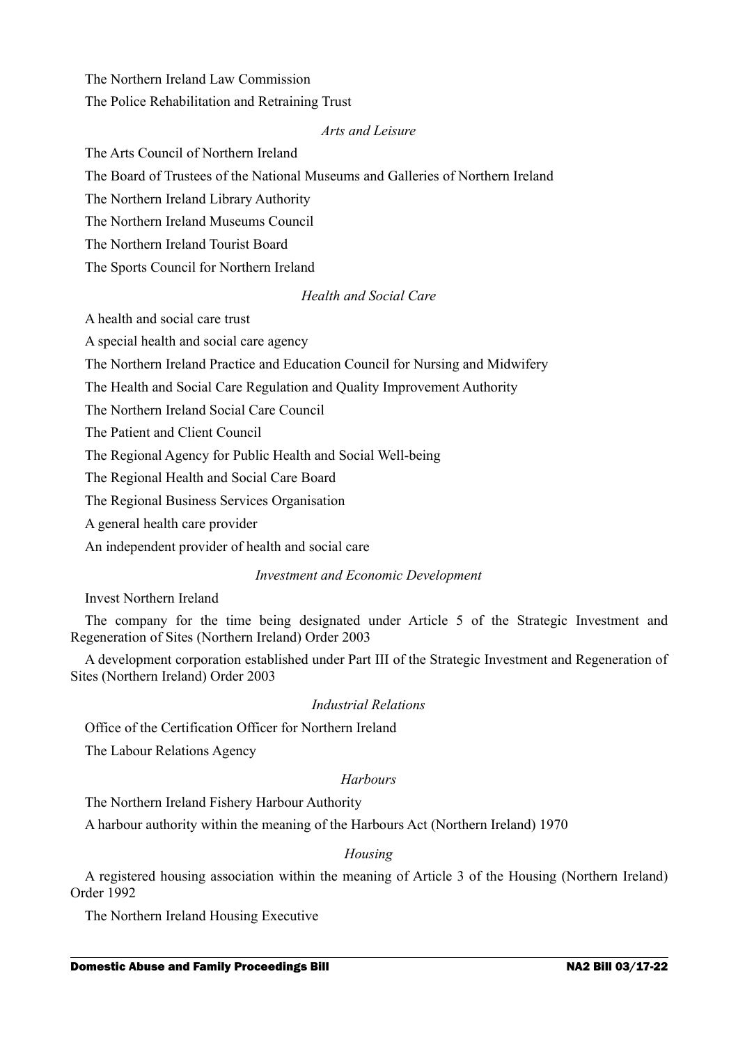The Northern Ireland Law Commission

The Police Rehabilitation and Retraining Trust

*Arts and Leisure*

The Arts Council of Northern Ireland

The Board of Trustees of the National Museums and Galleries of Northern Ireland

The Northern Ireland Library Authority

The Northern Ireland Museums Council

The Northern Ireland Tourist Board

The Sports Council for Northern Ireland

*Health and Social Care*

A health and social care trust

A special health and social care agency

The Northern Ireland Practice and Education Council for Nursing and Midwifery

The Health and Social Care Regulation and Quality Improvement Authority

The Northern Ireland Social Care Council

The Patient and Client Council

The Regional Agency for Public Health and Social Well-being

The Regional Health and Social Care Board

The Regional Business Services Organisation

A general health care provider

An independent provider of health and social care

*Investment and Economic Development*

Invest Northern Ireland

The company for the time being designated under Article 5 of the Strategic Investment and Regeneration of Sites (Northern Ireland) Order 2003

A development corporation established under Part III of the Strategic Investment and Regeneration of Sites (Northern Ireland) Order 2003

*Industrial Relations*

Office of the Certification Officer for Northern Ireland

The Labour Relations Agency

*Harbours*

The Northern Ireland Fishery Harbour Authority

A harbour authority within the meaning of the Harbours Act (Northern Ireland) 1970

*Housing*

A registered housing association within the meaning of Article 3 of the Housing (Northern Ireland) Order 1992

The Northern Ireland Housing Executive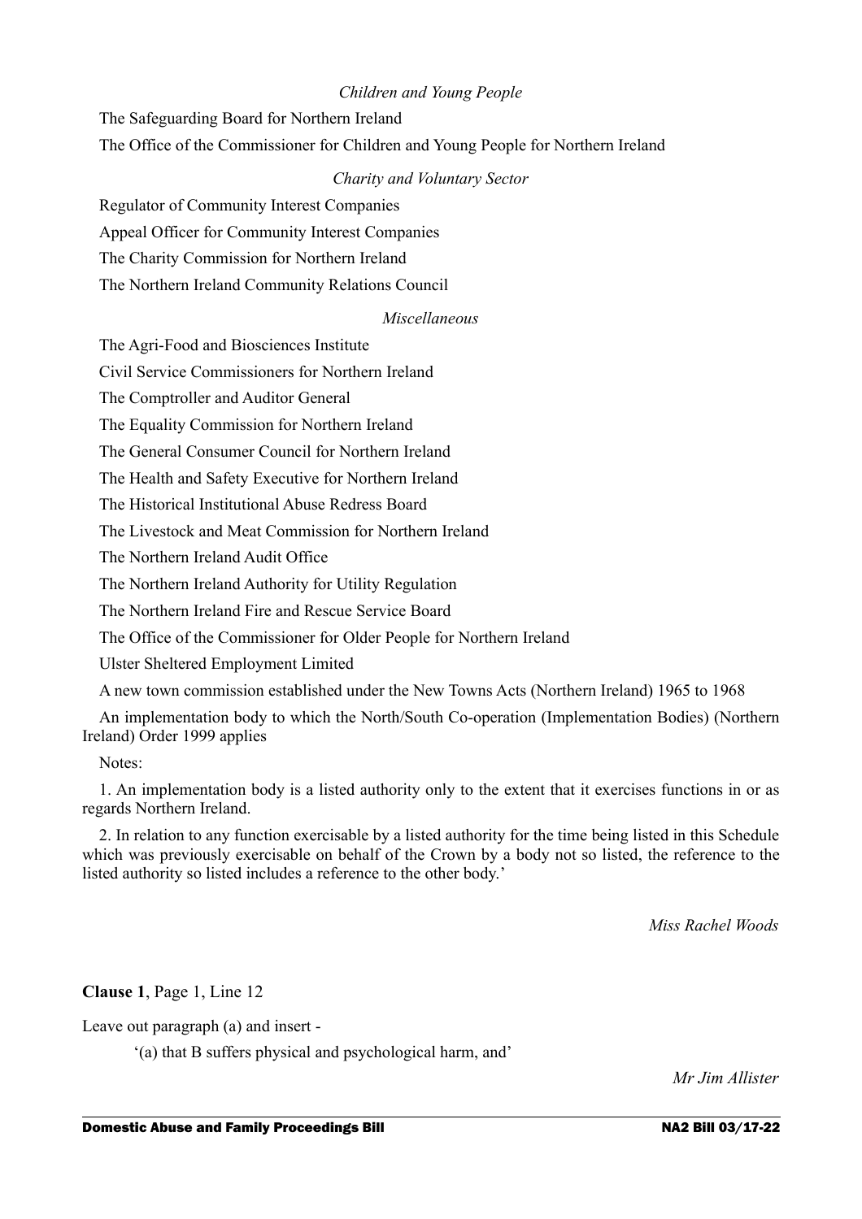*Children and Young People*

The Safeguarding Board for Northern Ireland

The Office of the Commissioner for Children and Young People for Northern Ireland

*Charity and Voluntary Sector*

Regulator of Community Interest Companies

Appeal Officer for Community Interest Companies

The Charity Commission for Northern Ireland

The Northern Ireland Community Relations Council

*Miscellaneous*

The Agri-Food and Biosciences Institute

Civil Service Commissioners for Northern Ireland

The Comptroller and Auditor General

The Equality Commission for Northern Ireland

The General Consumer Council for Northern Ireland

The Health and Safety Executive for Northern Ireland

The Historical Institutional Abuse Redress Board

The Livestock and Meat Commission for Northern Ireland

The Northern Ireland Audit Office

The Northern Ireland Authority for Utility Regulation

The Northern Ireland Fire and Rescue Service Board

The Office of the Commissioner for Older People for Northern Ireland

Ulster Sheltered Employment Limited

A new town commission established under the New Towns Acts (Northern Ireland) 1965 to 1968

An implementation body to which the North/South Co-operation (Implementation Bodies) (Northern Ireland) Order 1999 applies

Notes:

1. An implementation body is a listed authority only to the extent that it exercises functions in or as regards Northern Ireland.

2. In relation to any function exercisable by a listed authority for the time being listed in this Schedule which was previously exercisable on behalf of the Crown by a body not so listed, the reference to the listed authority so listed includes a reference to the other body.'

*Miss Rachel Woods*

**Clause 1**, Page 1, Line 12

Leave out paragraph (a) and insert -

'(a) that B suffers physical and psychological harm, and'

*Mr Jim Allister*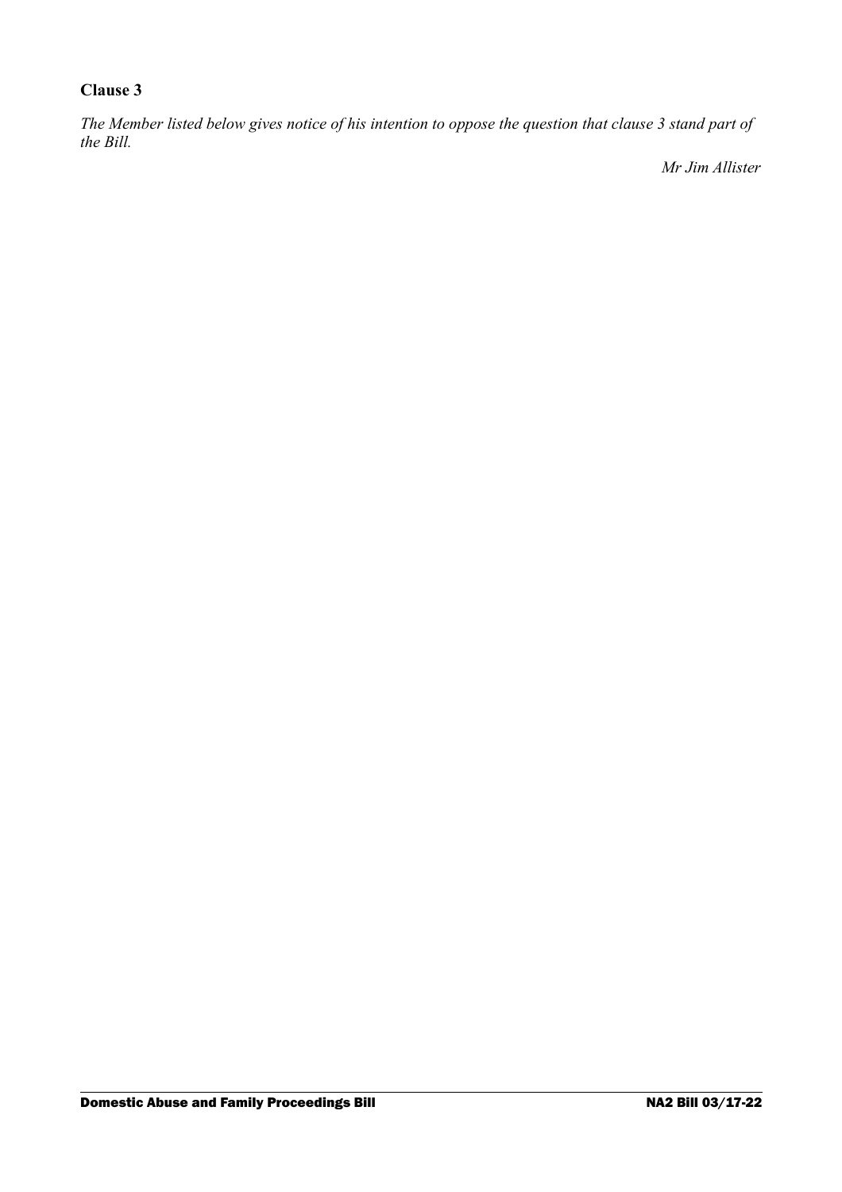**Clause 3**

*The Member listed below gives notice of his intention to oppose the question that clause 3 stand part of the Bill.*

*Mr Jim Allister*